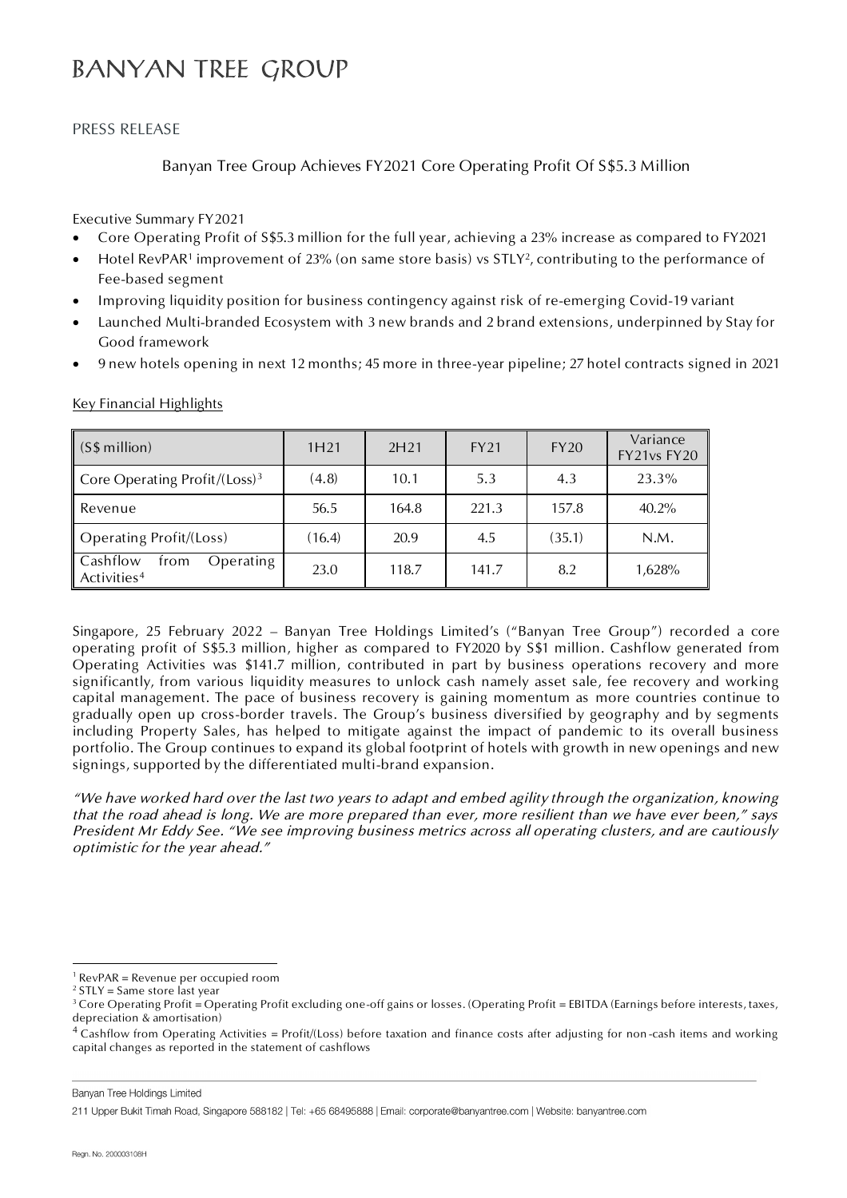# BANYAN TREE GROUP

PRESS RELEASE

## Banyan Tree Group Achieves FY2021 Core Operating Profit Of S$5.3 Million

Executive Summary FY2021

- Core Operating Profit of S$5.3 million for the full year, achieving a 23% increase as compared to FY2021
- Hotel RevPAR[1] improvement of 23% (on same store basis) vs STLY[2], contributing to the performance of Fee-based segment
- Improving liquidity position for business contingency against risk of re-emerging Covid-19 variant
- Launched Multi-branded Ecosystem with 3 new brands and 2 brand extensions, underpinned by Stay for Good framework
- 9 new hotels opening in next 12 months; 45 more in three-year pipeline; 27 hotel contracts signed in 2021

<u>Key Financial Highlights</u>

| (S$ million) | 1H21 | 2H21 | FY21 | FY20 | Variance FY21vs FY20 |
|---|---|---|---|---|---|
| Core Operating Profit/(Loss)[3] | (4.8) | 10.1 | 5.3 | 4.3 | 23.3% |
| Revenue | 56.5 | 164.8 | 221.3 | 157.8 | 40.2% |
| Operating Profit/(Loss) | (16.4) | 20.9 | 4.5 | (35.1) | N.M. |
| Cashflow from Operating Activities[4] | 23.0 | 118.7 | 141.7 | 8.2 | 1,628% |

Singapore, 25 February 2022 – Banyan Tree Holdings Limited's ("Banyan Tree Group") recorded a core operating profit of S$5.3 million, higher as compared to FY2020 by S$1 million. Cashflow generated from Operating Activities was $141.7 million, contributed in part by business operations recovery and more significantly, from various liquidity measures to unlock cash namely asset sale, fee recovery and working capital management. The pace of business recovery is gaining momentum as more countries continue to gradually open up cross-border travels. The Group's business diversified by geography and by segments including Property Sales, has helped to mitigate against the impact of pandemic to its overall business portfolio. The Group continues to expand its global footprint of hotels with growth in new openings and new signings, supported by the differentiated multi-brand expansion.

*"We have worked hard over the last two years to adapt and embed agility through the organization, knowing that the road ahead is long. We are more prepared than ever, more resilient than we have ever been," says President Mr Eddy See. "We see improving business metrics across all operating clusters, and are cautiously optimistic for the year ahead."*

---

[1] RevPAR = Revenue per occupied room

[2] STLY = Same store last year

[3] Core Operating Profit = Operating Profit excluding one-off gains or losses. (Operating Profit = EBITDA (Earnings before interests, taxes, depreciation & amortisation)

[4] Cashflow from Operating Activities = Profit/(Loss) before taxation and finance costs after adjusting for non-cash items and working capital changes as reported in the statement of cashflows

Banyan Tree Holdings Limited

211 Upper Bukit Timah Road, Singapore 588182 | Tel: +65 68495888 | Email: corporate@banyantree.com | Website: banyantree.com

Regn. No. 200003108H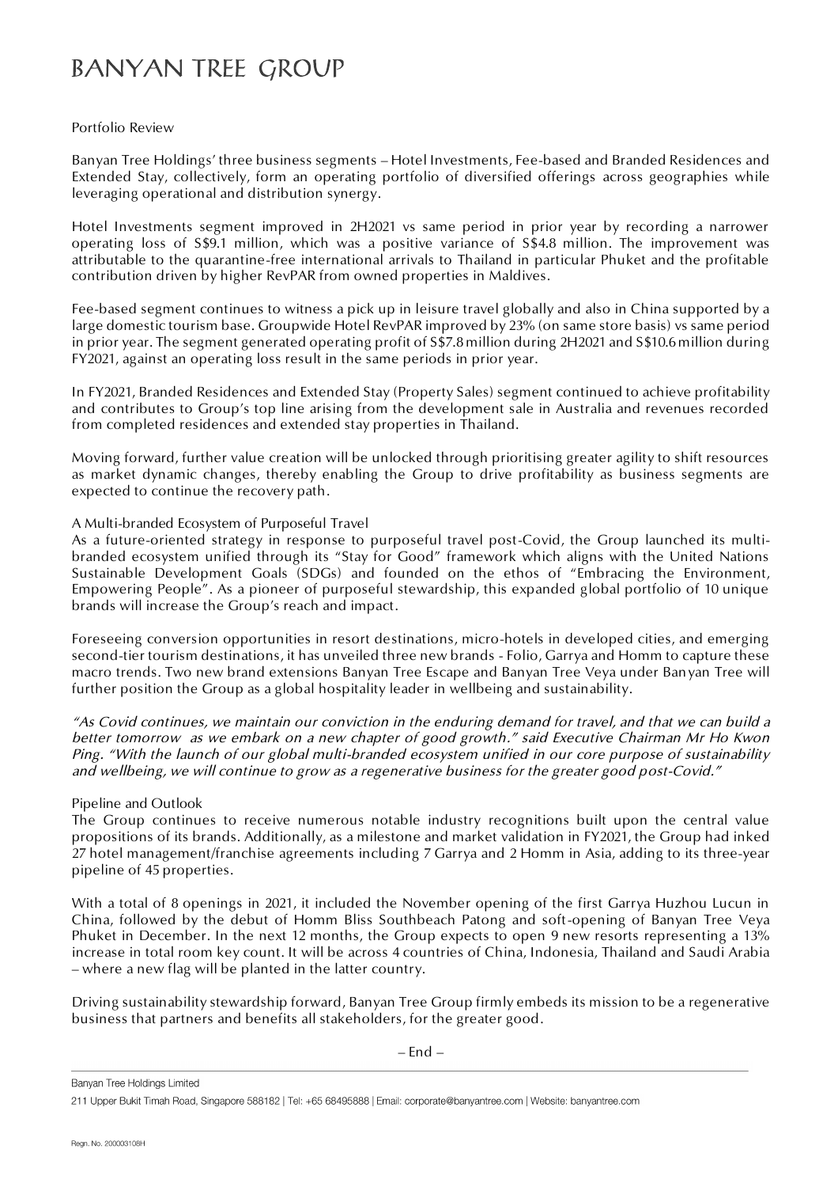# BANYAN TREE GROUP

Portfolio Review

Banyan Tree Holdings' three business segments – Hotel Investments, Fee-based and Branded Residences and Extended Stay, collectively, form an operating portfolio of diversified offerings across geographies while leveraging operational and distribution synergy.

Hotel Investments segment improved in 2H2021 vs same period in prior year by recording a narrower operating loss of S$9.1 million, which was a positive variance of S$4.8 million. The improvement was attributable to the quarantine-free international arrivals to Thailand in particular Phuket and the profitable contribution driven by higher RevPAR from owned properties in Maldives.

Fee-based segment continues to witness a pick up in leisure travel globally and also in China supported by a large domestic tourism base. Groupwide Hotel RevPAR improved by 23% (on same store basis) vs same period in prior year. The segment generated operating profit of S$7.8 million during 2H2021 and S$10.6 million during FY2021, against an operating loss result in the same periods in prior year.

In FY2021, Branded Residences and Extended Stay (Property Sales) segment continued to achieve profitability and contributes to Group's top line arising from the development sale in Australia and revenues recorded from completed residences and extended stay properties in Thailand.

Moving forward, further value creation will be unlocked through prioritising greater agility to shift resources as market dynamic changes, thereby enabling the Group to drive profitability as business segments are expected to continue the recovery path.

A Multi-branded Ecosystem of Purposeful Travel

As a future-oriented strategy in response to purposeful travel post-Covid, the Group launched its multi-branded ecosystem unified through its "Stay for Good" framework which aligns with the United Nations Sustainable Development Goals (SDGs) and founded on the ethos of "Embracing the Environment, Empowering People". As a pioneer of purposeful stewardship, this expanded global portfolio of 10 unique brands will increase the Group's reach and impact.

Foreseeing conversion opportunities in resort destinations, micro-hotels in developed cities, and emerging second-tier tourism destinations, it has unveiled three new brands - Folio, Garrya and Homm to capture these macro trends. Two new brand extensions Banyan Tree Escape and Banyan Tree Veya under Banyan Tree will further position the Group as a global hospitality leader in wellbeing and sustainability.

*"As Covid continues, we maintain our conviction in the enduring demand for travel, and that we can build a better tomorrow as we embark on a new chapter of good growth." said Executive Chairman Mr Ho Kwon Ping. "With the launch of our global multi-branded ecosystem unified in our core purpose of sustainability and wellbeing, we will continue to grow as a regenerative business for the greater good post-Covid."*

Pipeline and Outlook

The Group continues to receive numerous notable industry recognitions built upon the central value propositions of its brands. Additionally, as a milestone and market validation in FY2021, the Group had inked 27 hotel management/franchise agreements including 7 Garrya and 2 Homm in Asia, adding to its three-year pipeline of 45 properties.

With a total of 8 openings in 2021, it included the November opening of the first Garrya Huzhou Lucun in China, followed by the debut of Homm Bliss Southbeach Patong and soft-opening of Banyan Tree Veya Phuket in December. In the next 12 months, the Group expects to open 9 new resorts representing a 13% increase in total room key count. It will be across 4 countries of China, Indonesia, Thailand and Saudi Arabia – where a new flag will be planted in the latter country.

Driving sustainability stewardship forward, Banyan Tree Group firmly embeds its mission to be a regenerative business that partners and benefits all stakeholders, for the greater good.

– End –

Banyan Tree Holdings Limited

211 Upper Bukit Timah Road, Singapore 588182 | Tel: +65 68495888 | Email: corporate@banyantree.com | Website: banyantree.com

Regn. No. 200003108H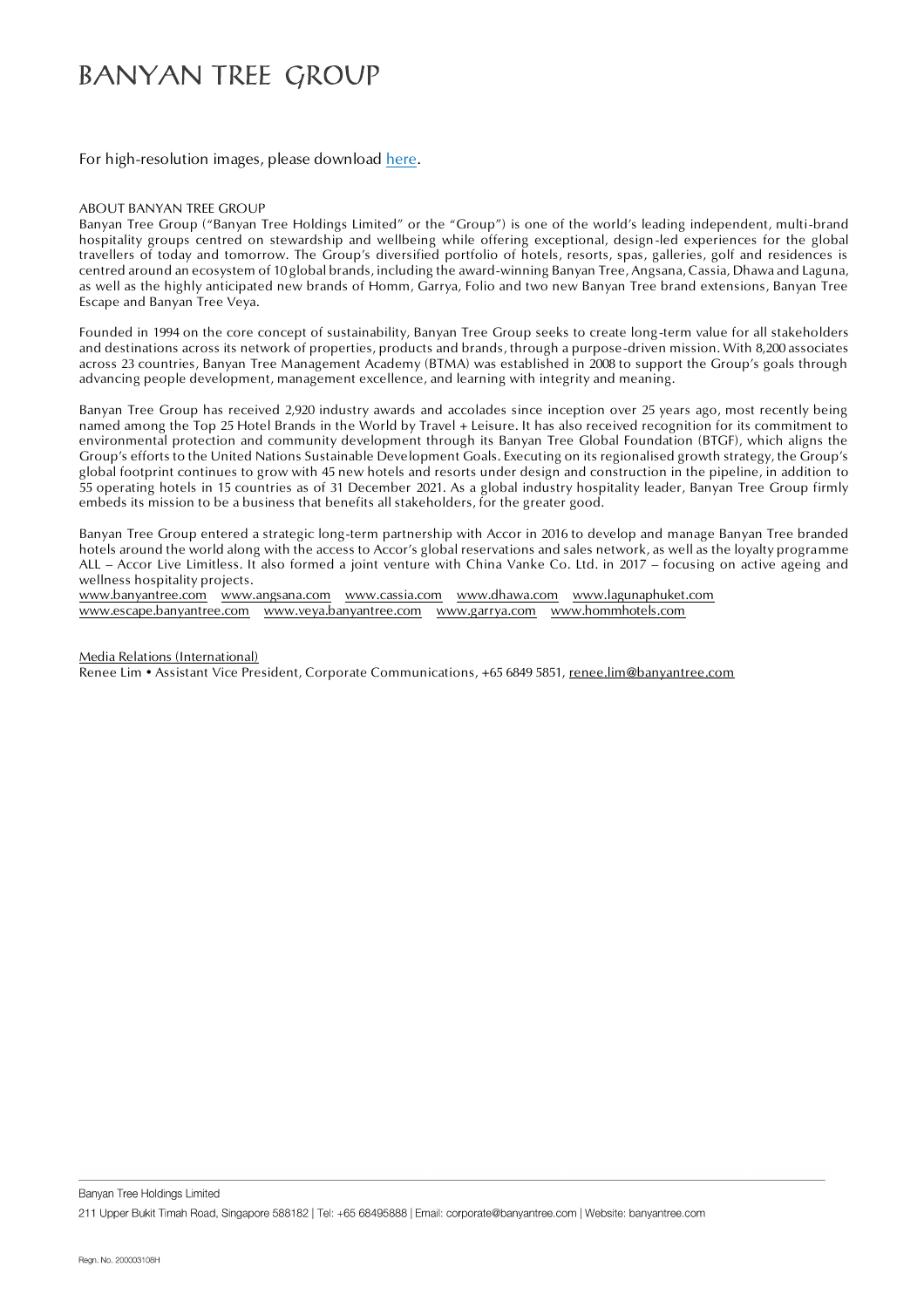For high-resolution images, please download here.

ABOUT BANYAN TREE GROUP

Banyan Tree Group ("Banyan Tree Holdings Limited" or the "Group") is one of the world's leading independent, multi-brand hospitality groups centred on stewardship and wellbeing while offering exceptional, design-led experiences for the global travellers of today and tomorrow. The Group's diversified portfolio of hotels, resorts, spas, galleries, golf and residences is centred around an ecosystem of 10 global brands, including the award-winning Banyan Tree, Angsana, Cassia, Dhawa and Laguna, as well as the highly anticipated new brands of Homm, Garrya, Folio and two new Banyan Tree brand extensions, Banyan Tree Escape and Banyan Tree Veya.

Founded in 1994 on the core concept of sustainability, Banyan Tree Group seeks to create long-term value for all stakeholders and destinations across its network of properties, products and brands, through a purpose-driven mission. With 8,200 associates across 23 countries, Banyan Tree Management Academy (BTMA) was established in 2008 to support the Group's goals through advancing people development, management excellence, and learning with integrity and meaning.

Banyan Tree Group has received 2,920 industry awards and accolades since inception over 25 years ago, most recently being named among the Top 25 Hotel Brands in the World by Travel + Leisure. It has also received recognition for its commitment to environmental protection and community development through its Banyan Tree Global Foundation (BTGF), which aligns the Group's efforts to the United Nations Sustainable Development Goals. Executing on its regionalised growth strategy, the Group's global footprint continues to grow with 45 new hotels and resorts under design and construction in the pipeline, in addition to 55 operating hotels in 15 countries as of 31 December 2021. As a global industry hospitality leader, Banyan Tree Group firmly embeds its mission to be a business that benefits all stakeholders, for the greater good.

Banyan Tree Group entered a strategic long-term partnership with Accor in 2016 to develop and manage Banyan Tree branded hotels around the world along with the access to Accor's global reservations and sales network, as well as the loyalty programme ALL – Accor Live Limitless. It also formed a joint venture with China Vanke Co. Ltd. in 2017 – focusing on active ageing and wellness hospitality projects.

www.banyantree.com www.angsana.com www.cassia.com www.dhawa.com www.lagunaphuket.com
www.escape.banyantree.com www.veya.banyantree.com www.garrya.com www.hommhotels.com

Media Relations (International)

Renee Lim • Assistant Vice President, Corporate Communications, +65 6849 5851, renee.lim@banyantree.com